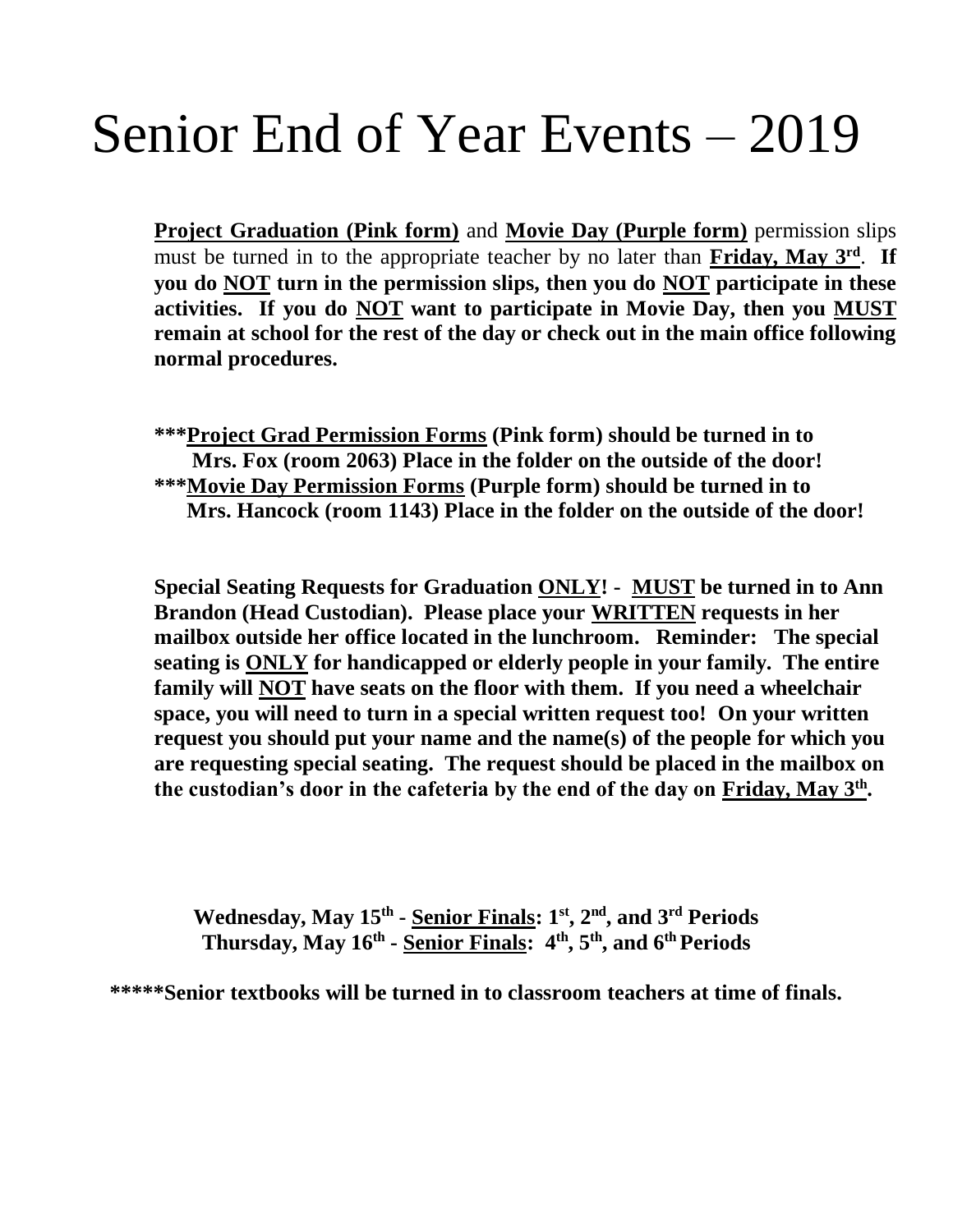# Senior End of Year Events – 2019

**Project Graduation (Pink form)** and **Movie Day (Purple form)** permission slips must be turned in to the appropriate teacher by no later than **Friday, May 3rd**. **If you do NOT turn in the permission slips, then you do NOT participate in these activities. If you do NOT want to participate in Movie Day, then you MUST remain at school for the rest of the day or check out in the main office following normal procedures.**

**\*\*\*Project Grad Permission Forms (Pink form) should be turned in to Mrs. Fox (room 2063) Place in the folder on the outside of the door!**
**\*\*\*Movie Day Permission Forms (Purple form) should be turned in to Mrs. Hancock (room 1143) Place in the folder on the outside of the door!**

**Special Seating Requests for Graduation ONLY! - MUST be turned in to Ann Brandon (Head Custodian). Please place your WRITTEN requests in her mailbox outside her office located in the lunchroom. Reminder: The special seating is ONLY for handicapped or elderly people in your family. The entire family will NOT have seats on the floor with them. If you need a wheelchair space, you will need to turn in a special written request too! On your written request you should put your name and the name(s) of the people for which you are requesting special seating. The request should be placed in the mailbox on the custodian's door in the cafeteria by the end of the day on Friday, May 3th.**

**Wednesday, May 15th - Senior Finals: 1st, 2nd, and 3rd Periods**
**Thursday, May 16th - Senior Finals: 4th, 5th, and 6th Periods**

**\*\*\*\*\*Senior textbooks will be turned in to classroom teachers at time of finals.**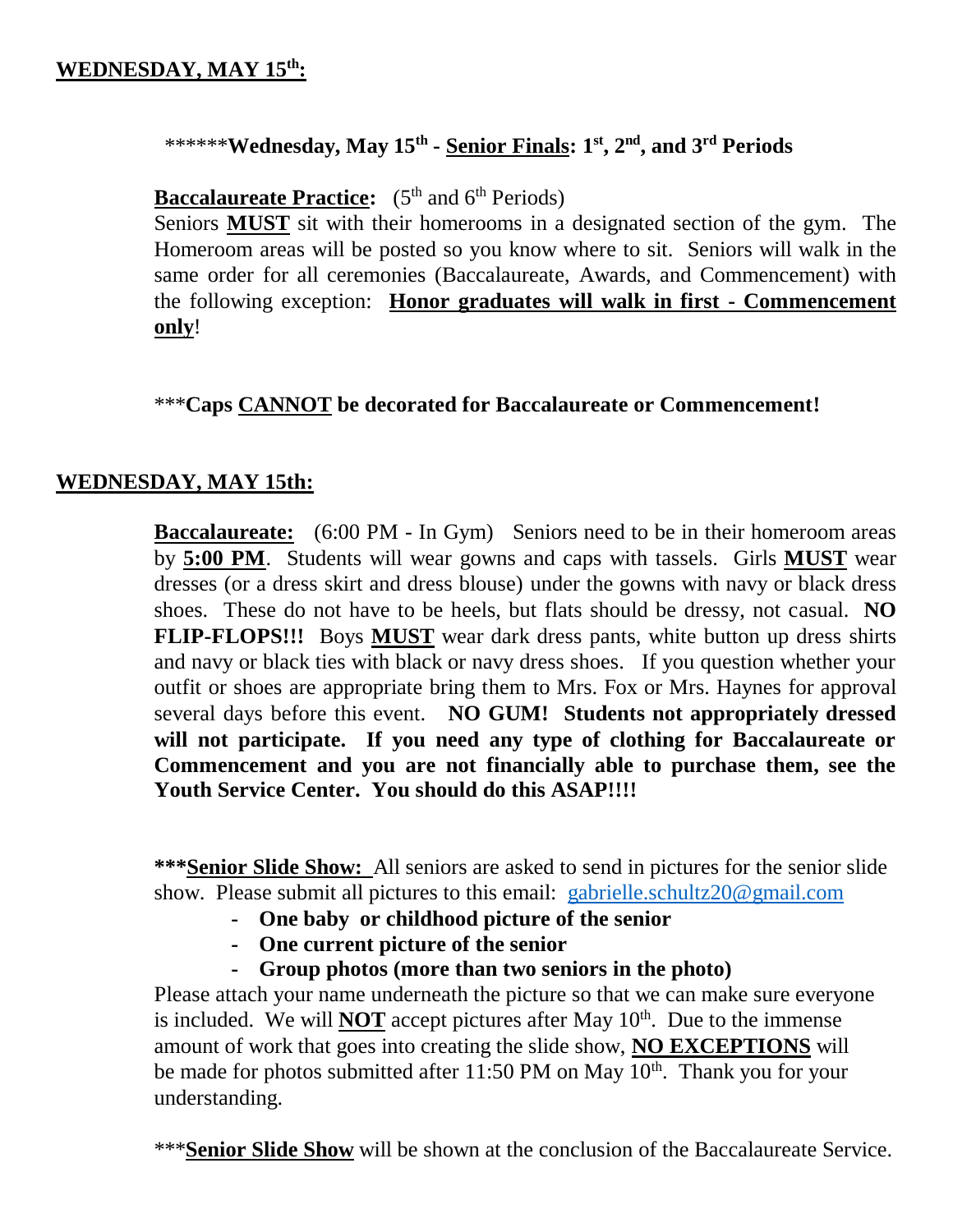## **WEDNESDAY, MAY 15th:**

\*\*\*\*\*\***Wednesday, May 15th - Senior Finals: 1st, 2nd, and 3rd Periods**

**Baccalaureate Practice:** (5th and 6th Periods)
Seniors **MUST** sit with their homerooms in a designated section of the gym. The Homeroom areas will be posted so you know where to sit. Seniors will walk in the same order for all ceremonies (Baccalaureate, Awards, and Commencement) with the following exception: **Honor graduates will walk in first - Commencement only**!

\*\*\***Caps CANNOT be decorated for Baccalaureate or Commencement!**

## **WEDNESDAY, MAY 15th:**

**Baccalaureate:** (6:00 PM - In Gym) Seniors need to be in their homeroom areas by **5:00 PM**. Students will wear gowns and caps with tassels. Girls **MUST** wear dresses (or a dress skirt and dress blouse) under the gowns with navy or black dress shoes. These do not have to be heels, but flats should be dressy, not casual. **NO FLIP-FLOPS!!!** Boys **MUST** wear dark dress pants, white button up dress shirts and navy or black ties with black or navy dress shoes. If you question whether your outfit or shoes are appropriate bring them to Mrs. Fox or Mrs. Haynes for approval several days before this event. **NO GUM! Students not appropriately dressed will not participate. If you need any type of clothing for Baccalaureate or Commencement and you are not financially able to purchase them, see the Youth Service Center. You should do this ASAP!!!!**

**\*\*\*Senior Slide Show:** All seniors are asked to send in pictures for the senior slide show. Please submit all pictures to this email: gabrielle.schultz20@gmail.com

- **One baby or childhood picture of the senior**
- **One current picture of the senior**
- **Group photos (more than two seniors in the photo)**

Please attach your name underneath the picture so that we can make sure everyone is included. We will **NOT** accept pictures after May 10th. Due to the immense amount of work that goes into creating the slide show, **NO EXCEPTIONS** will be made for photos submitted after 11:50 PM on May 10th. Thank you for your understanding.

\*\*\***Senior Slide Show** will be shown at the conclusion of the Baccalaureate Service.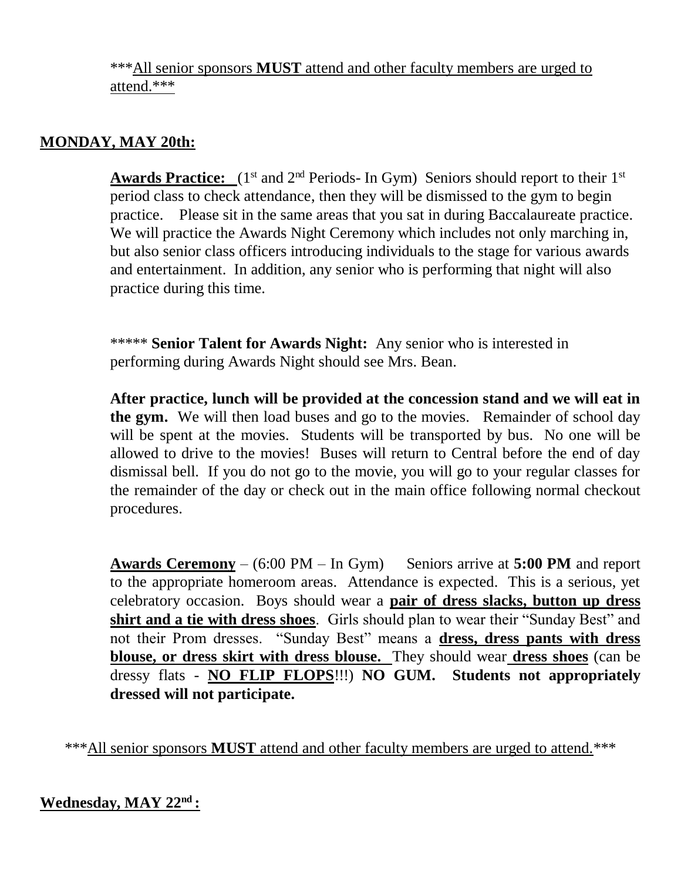***All senior sponsors **MUST** attend and other faculty members are urged to attend.***

## MONDAY, MAY 20th:

**Awards Practice:** (1st and 2nd Periods- In Gym) Seniors should report to their 1st period class to check attendance, then they will be dismissed to the gym to begin practice. Please sit in the same areas that you sat in during Baccalaureate practice. We will practice the Awards Night Ceremony which includes not only marching in, but also senior class officers introducing individuals to the stage for various awards and entertainment. In addition, any senior who is performing that night will also practice during this time.

***** **Senior Talent for Awards Night:** Any senior who is interested in performing during Awards Night should see Mrs. Bean.

**After practice, lunch will be provided at the concession stand and we will eat in the gym.** We will then load buses and go to the movies. Remainder of school day will be spent at the movies. Students will be transported by bus. No one will be allowed to drive to the movies! Buses will return to Central before the end of day dismissal bell. If you do not go to the movie, you will go to your regular classes for the remainder of the day or check out in the main office following normal checkout procedures.

**Awards Ceremony** – (6:00 PM – In Gym) Seniors arrive at **5:00 PM** and report to the appropriate homeroom areas. Attendance is expected. This is a serious, yet celebratory occasion. Boys should wear a **pair of dress slacks, button up dress shirt and a tie with dress shoes**. Girls should plan to wear their "Sunday Best" and not their Prom dresses. "Sunday Best" means a **dress, dress pants with dress blouse, or dress skirt with dress blouse.** They should wear **dress shoes** (can be dressy flats - **NO FLIP FLOPS**!!!) **NO GUM. Students not appropriately dressed will not participate.**

***All senior sponsors **MUST** attend and other faculty members are urged to attend.***

## Wednesday, MAY 22nd :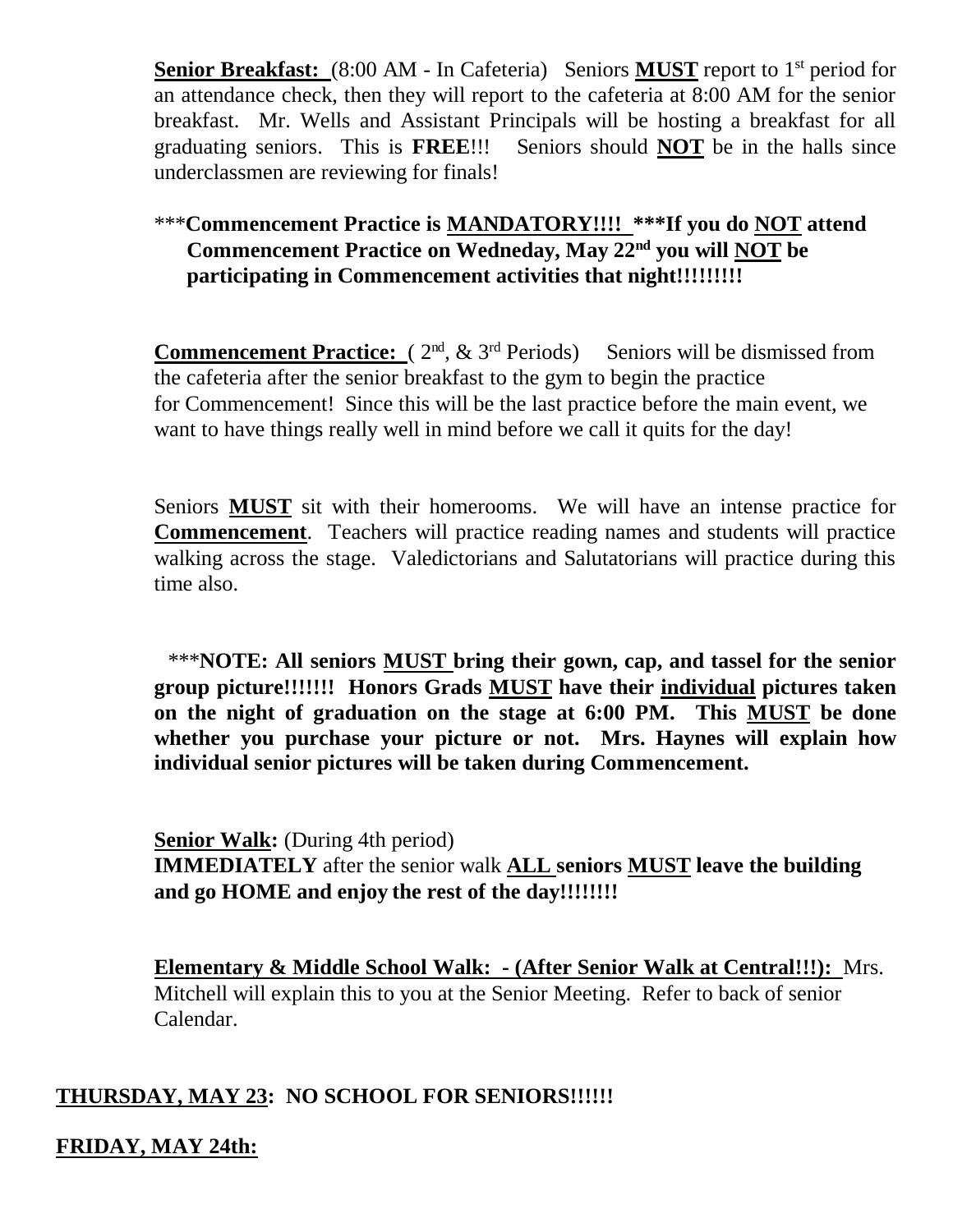**Senior Breakfast:** (8:00 AM - In Cafeteria) Seniors **MUST** report to 1st period for an attendance check, then they will report to the cafeteria at 8:00 AM for the senior breakfast. Mr. Wells and Assistant Principals will be hosting a breakfast for all graduating seniors. This is **FREE**!!! Seniors should **NOT** be in the halls since underclassmen are reviewing for finals!

***Commencement Practice is **MANDATORY!!!!** ***If you do **NOT** attend Commencement Practice on Wedneday, May 22nd you will **NOT** be participating in Commencement activities that night!!!!!!!!!**

**Commencement Practice:** ( 2nd, & 3rd Periods) Seniors will be dismissed from the cafeteria after the senior breakfast to the gym to begin the practice for Commencement! Since this will be the last practice before the main event, we want to have things really well in mind before we call it quits for the day!

Seniors **MUST** sit with their homerooms. We will have an intense practice for **Commencement**. Teachers will practice reading names and students will practice walking across the stage. Valedictorians and Salutatorians will practice during this time also.

***NOTE: All seniors **MUST** bring their gown, cap, and tassel for the senior group picture!!!!!!! Honors Grads **MUST** have their **individual** pictures taken on the night of graduation on the stage at 6:00 PM. This **MUST** be done whether you purchase your picture or not. Mrs. Haynes will explain how individual senior pictures will be taken during Commencement.**

**Senior Walk:** (During 4th period)
**IMMEDIATELY** after the senior walk **ALL seniors MUST leave the building and go HOME and enjoy the rest of the day!!!!!!!!**

**Elementary & Middle School Walk: - (After Senior Walk at Central!!!):** Mrs. Mitchell will explain this to you at the Senior Meeting. Refer to back of senior Calendar.

**THURSDAY, MAY 23: NO SCHOOL FOR SENIORS!!!!!!**

**FRIDAY, MAY 24th:**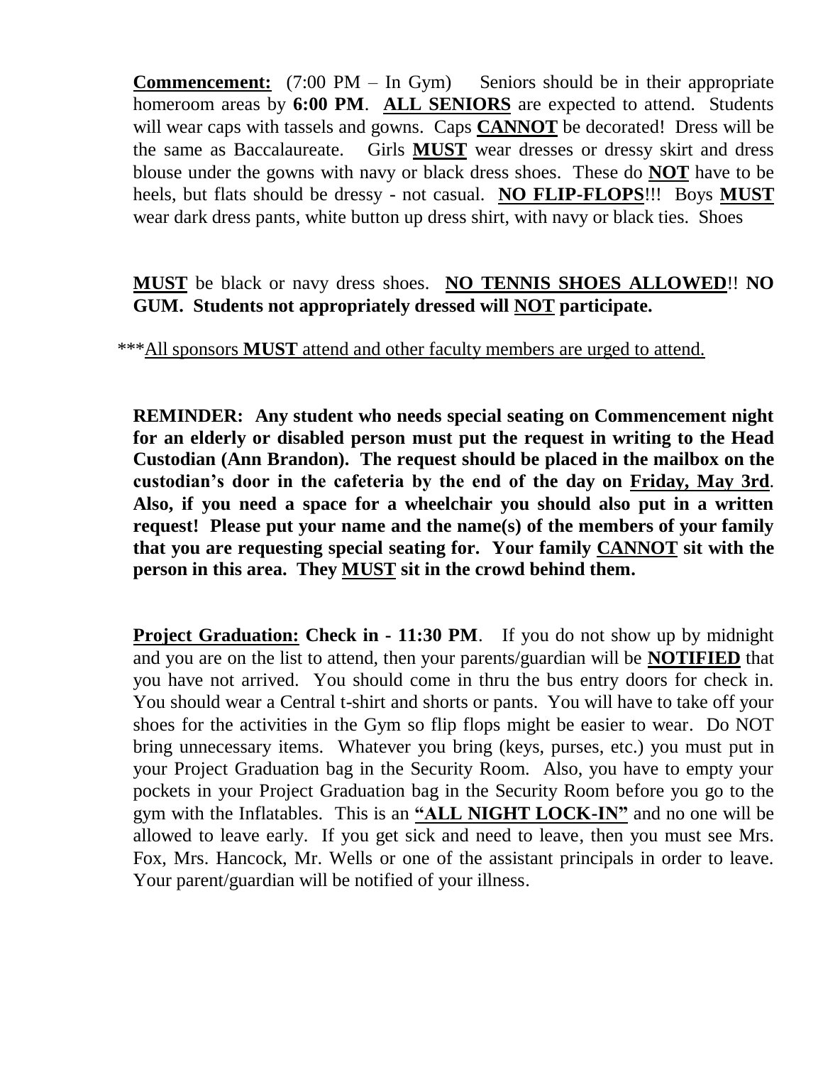**Commencement:** (7:00 PM – In Gym) Seniors should be in their appropriate homeroom areas by **6:00 PM**. **ALL SENIORS** are expected to attend. Students will wear caps with tassels and gowns. Caps **CANNOT** be decorated! Dress will be the same as Baccalaureate. Girls **MUST** wear dresses or dressy skirt and dress blouse under the gowns with navy or black dress shoes. These do **NOT** have to be heels, but flats should be dressy - not casual. **NO FLIP-FLOPS**!!! Boys **MUST** wear dark dress pants, white button up dress shirt, with navy or black ties. Shoes **MUST** be black or navy dress shoes. **NO TENNIS SHOES ALLOWED**!! **NO GUM. Students not appropriately dressed will NOT participate.**

***All sponsors **MUST** attend and other faculty members are urged to attend.

**REMINDER: Any student who needs special seating on Commencement night for an elderly or disabled person must put the request in writing to the Head Custodian (Ann Brandon). The request should be placed in the mailbox on the custodian's door in the cafeteria by the end of the day on Friday, May 3rd. Also, if you need a space for a wheelchair you should also put in a written request! Please put your name and the name(s) of the members of your family that you are requesting special seating for. Your family CANNOT sit with the person in this area. They MUST sit in the crowd behind them.**

**Project Graduation: Check in - 11:30 PM**. If you do not show up by midnight and you are on the list to attend, then your parents/guardian will be **NOTIFIED** that you have not arrived. You should come in thru the bus entry doors for check in. You should wear a Central t-shirt and shorts or pants. You will have to take off your shoes for the activities in the Gym so flip flops might be easier to wear. Do NOT bring unnecessary items. Whatever you bring (keys, purses, etc.) you must put in your Project Graduation bag in the Security Room. Also, you have to empty your pockets in your Project Graduation bag in the Security Room before you go to the gym with the Inflatables. This is an **"ALL NIGHT LOCK-IN"** and no one will be allowed to leave early. If you get sick and need to leave, then you must see Mrs. Fox, Mrs. Hancock, Mr. Wells or one of the assistant principals in order to leave. Your parent/guardian will be notified of your illness.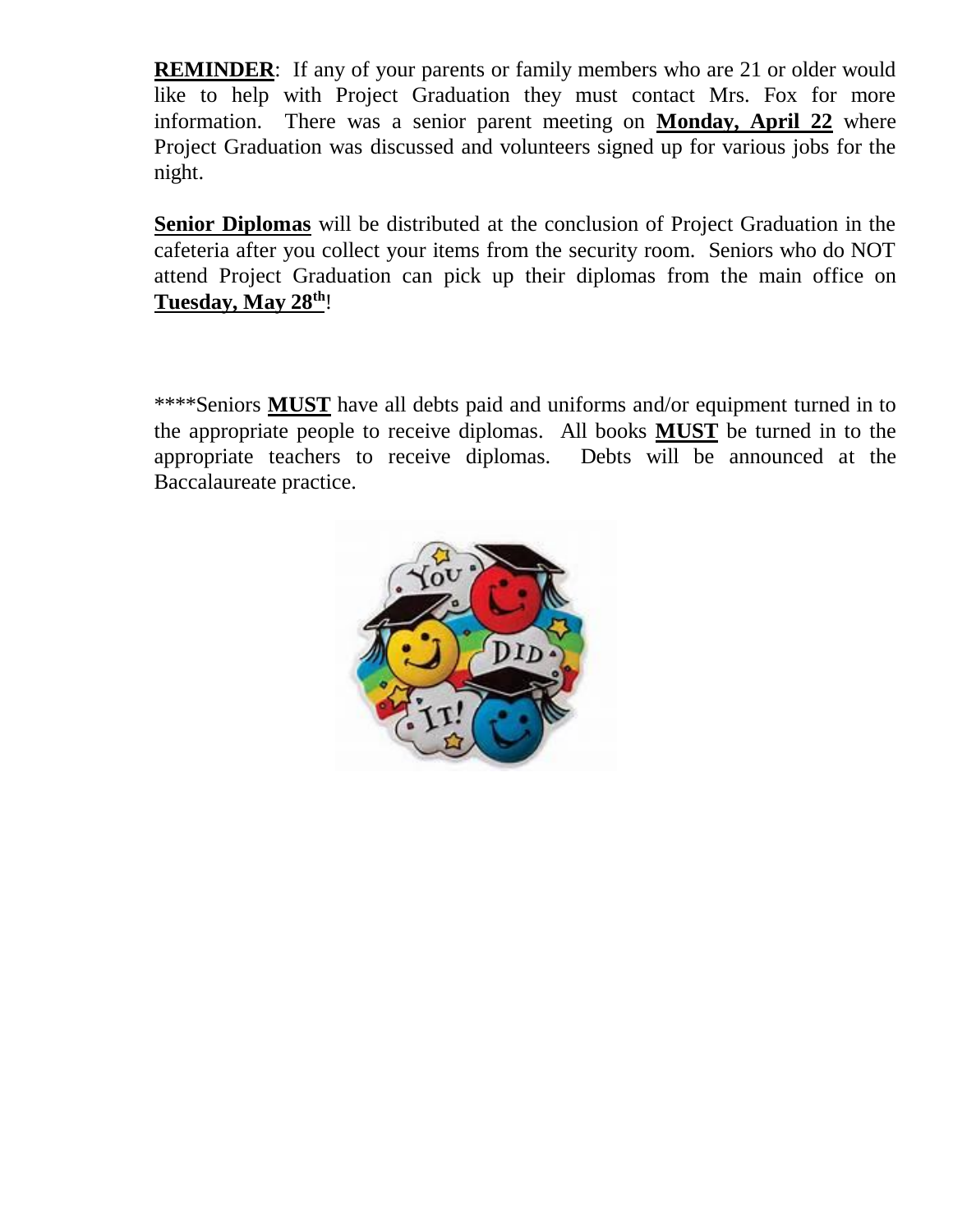**REMINDER**: If any of your parents or family members who are 21 or older would like to help with Project Graduation they must contact Mrs. Fox for more information. There was a senior parent meeting on **Monday, April 22** where Project Graduation was discussed and volunteers signed up for various jobs for the night.

**Senior Diplomas** will be distributed at the conclusion of Project Graduation in the cafeteria after you collect your items from the security room. Seniors who do NOT attend Project Graduation can pick up their diplomas from the main office on **Tuesday, May 28th**!

****Seniors **MUST** have all debts paid and uniforms and/or equipment turned in to the appropriate people to receive diplomas. All books **MUST** be turned in to the appropriate teachers to receive diplomas. Debts will be announced at the Baccalaureate practice.